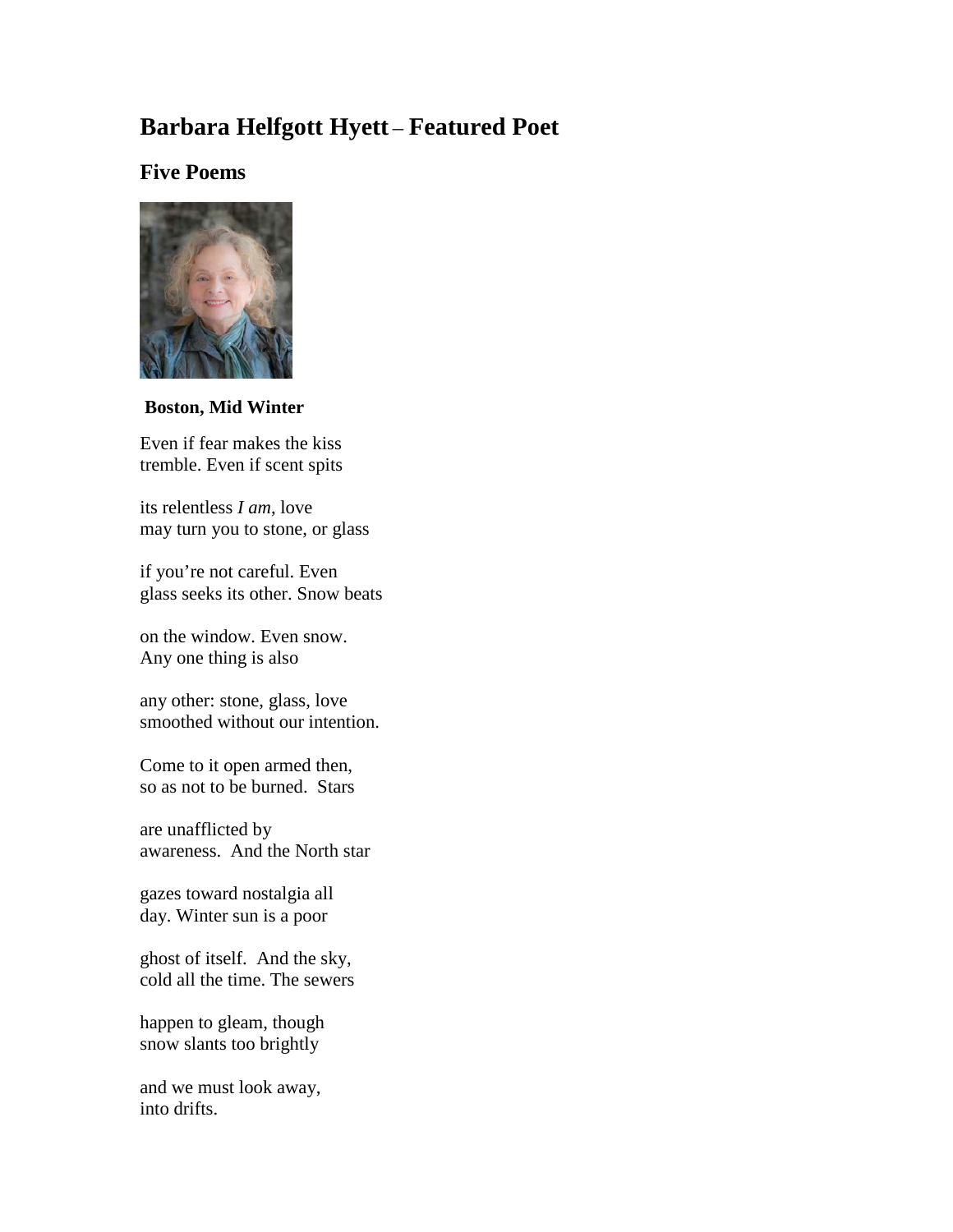# Barbara Helfgott Hyett – Featured Poet

## Five Poems

**Boston, Mid Winter**

Even if fear makes the kiss
tremble. Even if scent spits

its relentless *I am*, love
may turn you to stone, or glass

if you're not careful. Even
glass seeks its other. Snow beats

on the window. Even snow.
Any one thing is also

any other: stone, glass, love
smoothed without our intention.

Come to it open armed then,
so as not to be burned. Stars

are unafflicted by
awareness. And the North star

gazes toward nostalgia all
day. Winter sun is a poor

ghost of itself. And the sky,
cold all the time. The sewers

happen to gleam, though
snow slants too brightly

and we must look away,
into drifts.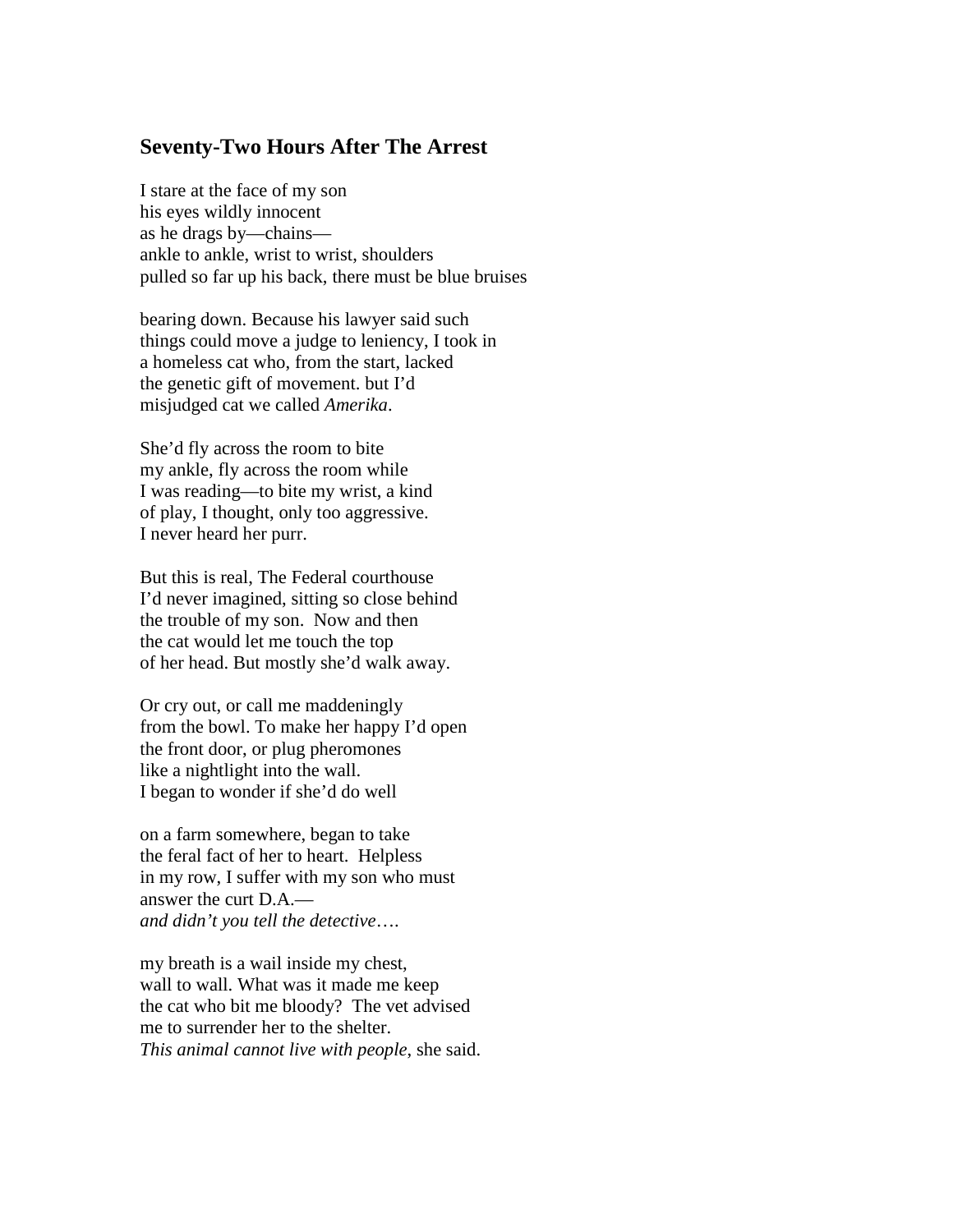## Seventy-Two Hours After The Arrest

I stare at the face of my son  
his eyes wildly innocent  
as he drags by—chains—  
ankle to ankle, wrist to wrist, shoulders  
pulled so far up his back, there must be blue bruises

bearing down. Because his lawyer said such  
things could move a judge to leniency, I took in  
a homeless cat who, from the start, lacked  
the genetic gift of movement. but I'd  
misjudged cat we called *Amerika*.

She'd fly across the room to bite  
my ankle, fly across the room while  
I was reading—to bite my wrist, a kind  
of play, I thought, only too aggressive.  
I never heard her purr.

But this is real, The Federal courthouse  
I'd never imagined, sitting so close behind  
the trouble of my son. Now and then  
the cat would let me touch the top  
of her head. But mostly she'd walk away.

Or cry out, or call me maddeningly  
from the bowl. To make her happy I'd open  
the front door, or plug pheromones  
like a nightlight into the wall.  
I began to wonder if she'd do well

on a farm somewhere, began to take  
the feral fact of her to heart. Helpless  
in my row, I suffer with my son who must  
answer the curt D.A.—  
*and didn't you tell the detective*….

my breath is a wail inside my chest,  
wall to wall. What was it made me keep  
the cat who bit me bloody? The vet advised  
me to surrender her to the shelter.  
*This animal cannot live with people*, she said.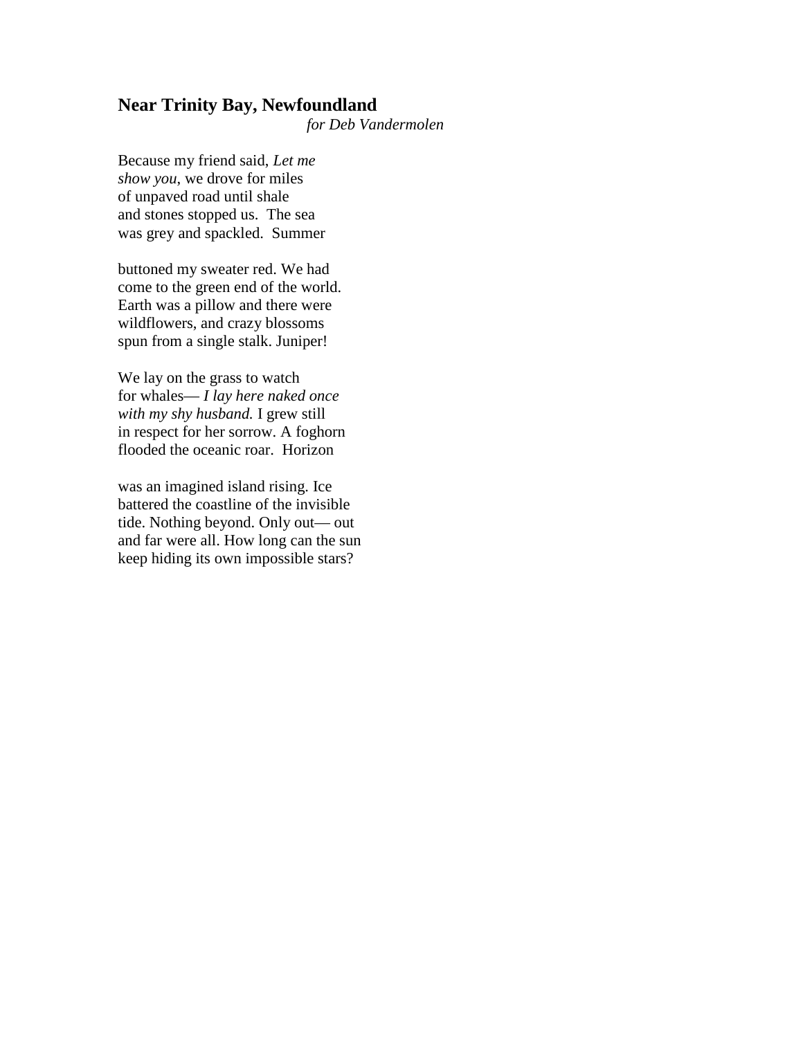## Near Trinity Bay, Newfoundland

*for Deb Vandermolen*

Because my friend said, *Let me*
*show you*, we drove for miles
of unpaved road until shale
and stones stopped us.  The sea
was grey and spackled.  Summer

buttoned my sweater red. We had
come to the green end of the world.
Earth was a pillow and there were
wildflowers, and crazy blossoms
spun from a single stalk. Juniper!

We lay on the grass to watch
for whales— *I lay here naked once*
*with my shy husband.* I grew still
in respect for her sorrow. A foghorn
flooded the oceanic roar.  Horizon

was an imagined island rising. Ice
battered the coastline of the invisible
tide. Nothing beyond. Only out— out
and far were all. How long can the sun
keep hiding its own impossible stars?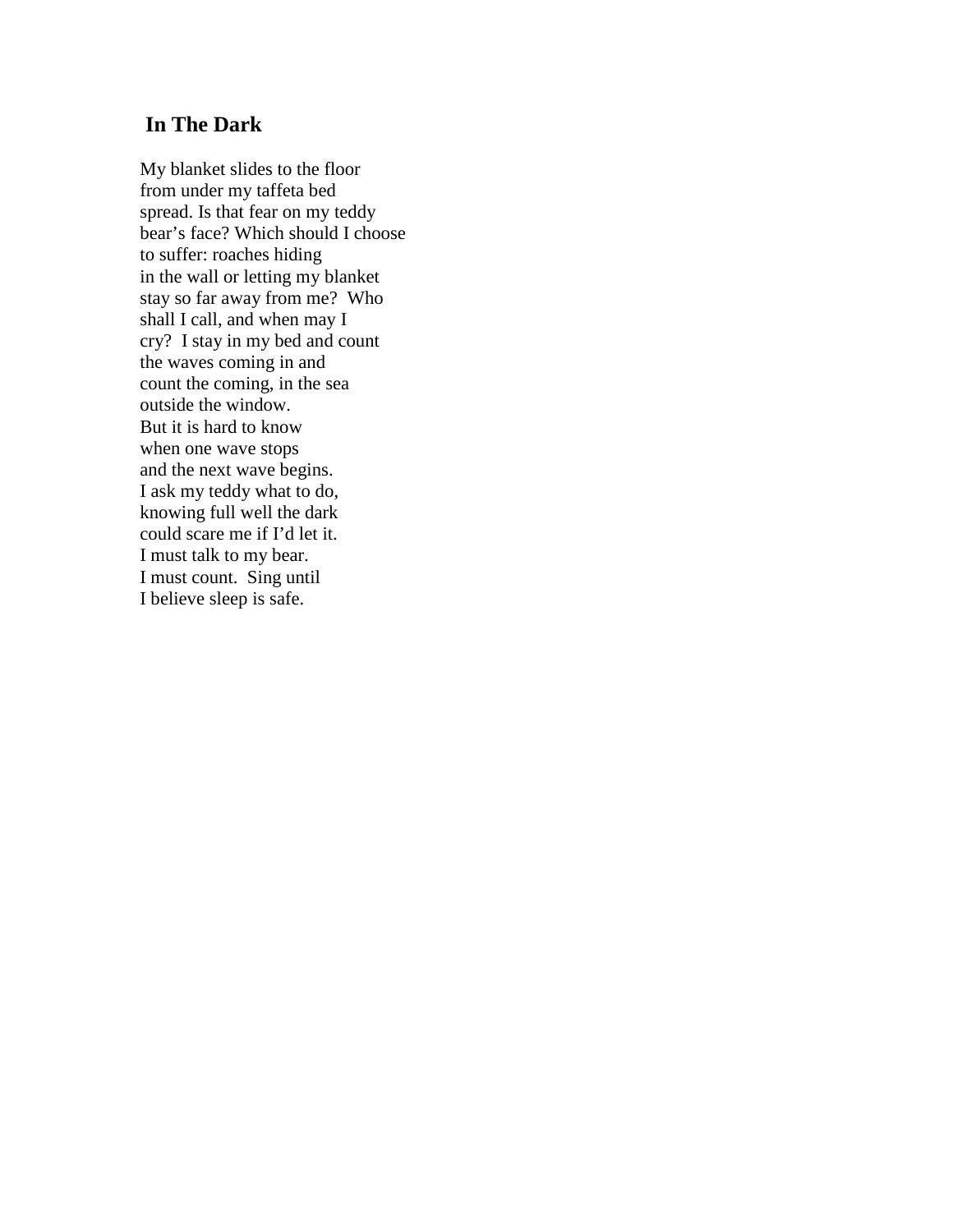## In The Dark

My blanket slides to the floor  
from under my taffeta bed  
spread. Is that fear on my teddy  
bear's face? Which should I choose  
to suffer: roaches hiding  
in the wall or letting my blanket  
stay so far away from me?  Who  
shall I call, and when may I  
cry?  I stay in my bed and count  
the waves coming in and  
count the coming, in the sea  
outside the window.  
But it is hard to know  
when one wave stops  
and the next wave begins.  
I ask my teddy what to do,  
knowing full well the dark  
could scare me if I'd let it.  
I must talk to my bear.  
I must count.  Sing until  
I believe sleep is safe.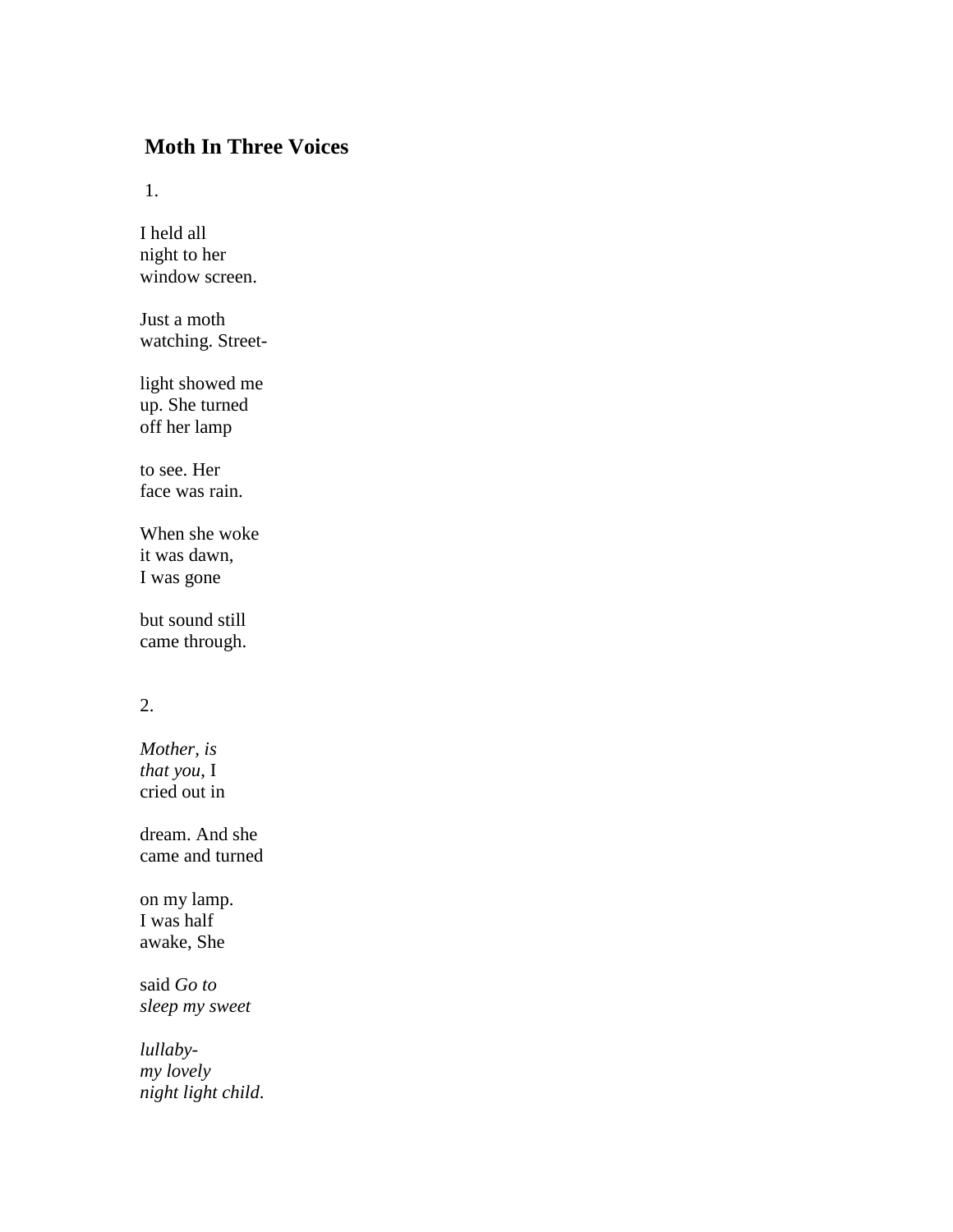## Moth In Three Voices

1.

I held all  
night to her  
window screen.

Just a moth  
watching. Street-

light showed me  
up. She turned  
off her lamp

to see. Her  
face was rain.

When she woke  
it was dawn,  
I was gone

but sound still  
came through.

2.

*Mother, is*  
*that you*, I  
cried out in

dream. And she  
came and turned

on my lamp.  
I was half  
awake, She

said *Go to*  
*sleep my sweet*

*lullaby-*  
*my lovely*  
*night light child.*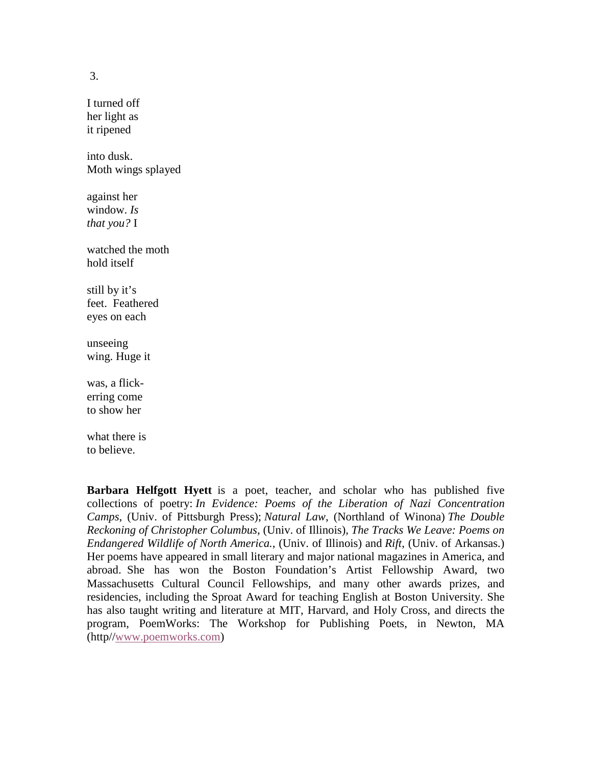3.

I turned off  
her light as  
it ripened

into dusk.  
Moth wings splayed

against her  
window. *Is*  
*that you?* I

watched the moth  
hold itself

still by it's  
feet.  Feathered  
eyes on each

unseeing  
wing. Huge it

was, a flick-  
erring come  
to show her

what there is  
to believe.

**Barbara Helfgott Hyett** is a poet, teacher, and scholar who has published five collections of poetry: *In Evidence: Poems of the Liberation of Nazi Concentration Camps*, (Univ. of Pittsburgh Press); *Natural Law*, (Northland of Winona) *The Double Reckoning of Christopher Columbus*, (Univ. of Illinois), *The Tracks We Leave: Poems on Endangered Wildlife of North America.*, (Univ. of Illinois) and *Rift*, (Univ. of Arkansas.) Her poems have appeared in small literary and major national magazines in America, and abroad. She has won the Boston Foundation's Artist Fellowship Award, two Massachusetts Cultural Council Fellowships, and many other awards prizes, and residencies, including the Sproat Award for teaching English at Boston University. She has also taught writing and literature at MIT, Harvard, and Holy Cross, and directs the program, PoemWorks: The Workshop for Publishing Poets, in Newton, MA (http//www.poemworks.com)